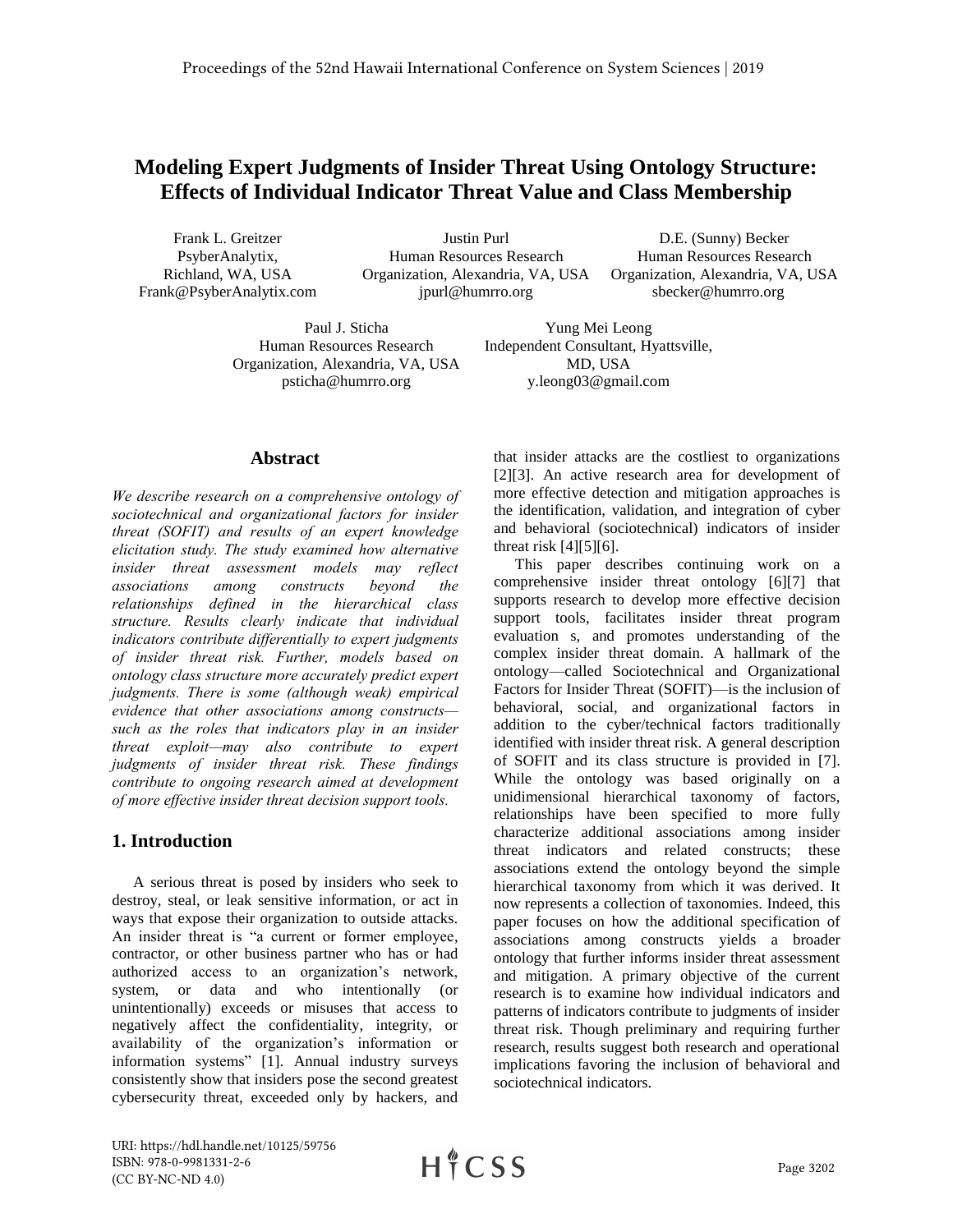# Modeling Expert Judgments of Insider Threat Using Ontology Structure: Effects of Individual Indicator Threat Value and Class Membership

Frank L. Greitzer
PsyberAnalytix,
Richland, WA, USA
Frank@PsyberAnalytix.com

Justin Purl
Human Resources Research
Organization, Alexandria, VA, USA
jpurl@humrro.org

D.E. (Sunny) Becker
Human Resources Research
Organization, Alexandria, VA, USA
sbecker@humrro.org

Paul J. Sticha
Human Resources Research
Organization, Alexandria, VA, USA
psticha@humrro.org

Yung Mei Leong
Independent Consultant, Hyattsville,
MD, USA
y.leong03@gmail.com

## Abstract

*We describe research on a comprehensive ontology of sociotechnical and organizational factors for insider threat (SOFIT) and results of an expert knowledge elicitation study. The study examined how alternative insider threat assessment models may reflect associations among constructs beyond the relationships defined in the hierarchical class structure. Results clearly indicate that individual indicators contribute differentially to expert judgments of insider threat risk. Further, models based on ontology class structure more accurately predict expert judgments. There is some (although weak) empirical evidence that other associations among constructs—such as the roles that indicators play in an insider threat exploit—may also contribute to expert judgments of insider threat risk. These findings contribute to ongoing research aimed at development of more effective insider threat decision support tools.*

## 1. Introduction

A serious threat is posed by insiders who seek to destroy, steal, or leak sensitive information, or act in ways that expose their organization to outside attacks. An insider threat is "a current or former employee, contractor, or other business partner who has or had authorized access to an organization's network, system, or data and who intentionally (or unintentionally) exceeds or misuses that access to negatively affect the confidentiality, integrity, or availability of the organization's information or information systems" [1]. Annual industry surveys consistently show that insiders pose the second greatest cybersecurity threat, exceeded only by hackers, and that insider attacks are the costliest to organizations [2][3]. An active research area for development of more effective detection and mitigation approaches is the identification, validation, and integration of cyber and behavioral (sociotechnical) indicators of insider threat risk [4][5][6].

This paper describes continuing work on a comprehensive insider threat ontology [6][7] that supports research to develop more effective decision support tools, facilitates insider threat program evaluation s, and promotes understanding of the complex insider threat domain. A hallmark of the ontology—called Sociotechnical and Organizational Factors for Insider Threat (SOFIT)—is the inclusion of behavioral, social, and organizational factors in addition to the cyber/technical factors traditionally identified with insider threat risk. A general description of SOFIT and its class structure is provided in [7]. While the ontology was based originally on a unidimensional hierarchical taxonomy of factors, relationships have been specified to more fully characterize additional associations among insider threat indicators and related constructs; these associations extend the ontology beyond the simple hierarchical taxonomy from which it was derived. It now represents a collection of taxonomies. Indeed, this paper focuses on how the additional specification of associations among constructs yields a broader ontology that further informs insider threat assessment and mitigation. A primary objective of the current research is to examine how individual indicators and patterns of indicators contribute to judgments of insider threat risk. Though preliminary and requiring further research, results suggest both research and operational implications favoring the inclusion of behavioral and sociotechnical indicators.

URI: https://hdl.handle.net/10125/59756
ISBN: 978-0-9981331-2-6
(CC BY-NC-ND 4.0)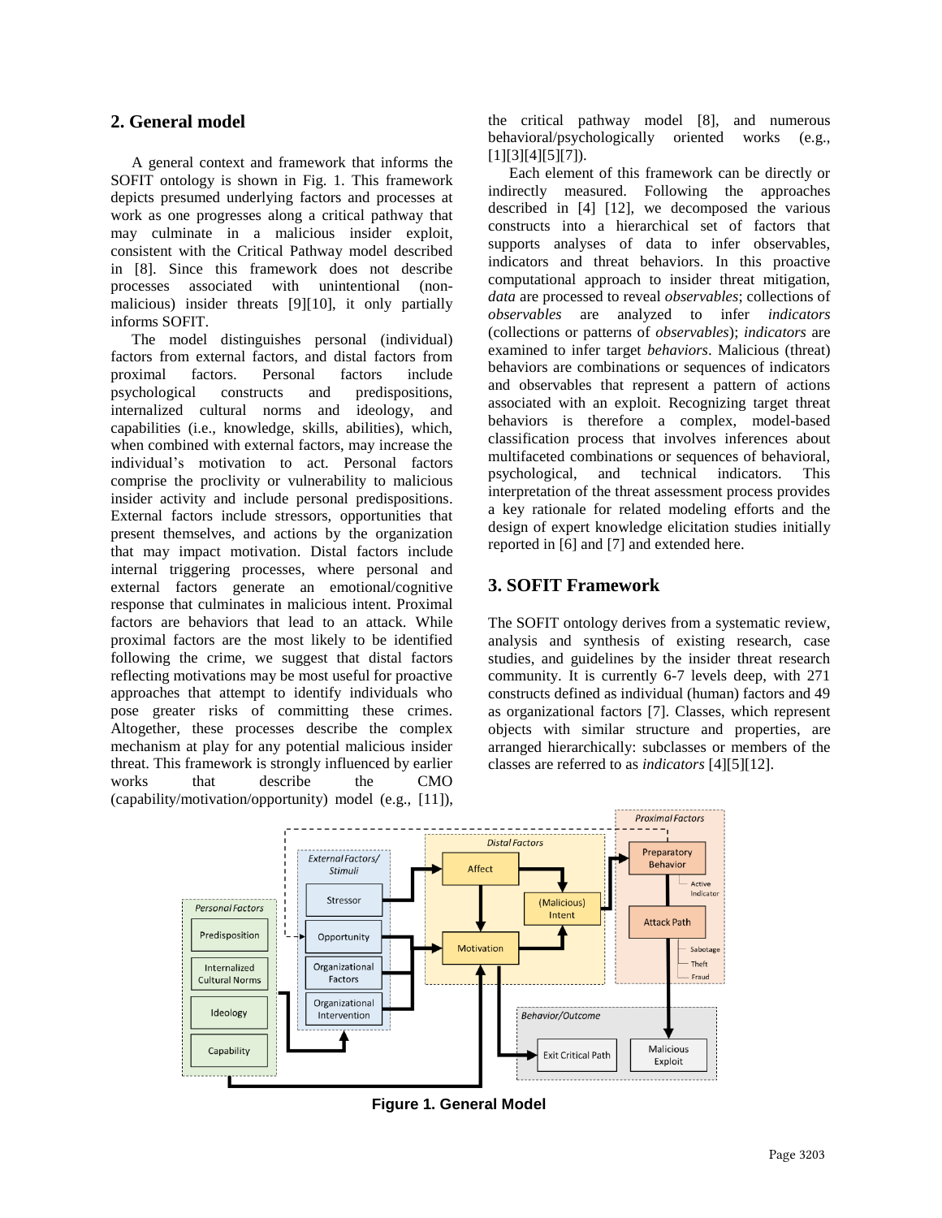## 2. General model

A general context and framework that informs the SOFIT ontology is shown in Fig. 1. This framework depicts presumed underlying factors and processes at work as one progresses along a critical pathway that may culminate in a malicious insider exploit, consistent with the Critical Pathway model described in [8]. Since this framework does not describe processes associated with unintentional (non-malicious) insider threats [9][10], it only partially informs SOFIT.

The model distinguishes personal (individual) factors from external factors, and distal factors from proximal factors. Personal factors include psychological constructs and predispositions, internalized cultural norms and ideology, and capabilities (i.e., knowledge, skills, abilities), which, when combined with external factors, may increase the individual's motivation to act. Personal factors comprise the proclivity or vulnerability to malicious insider activity and include personal predispositions. External factors include stressors, opportunities that present themselves, and actions by the organization that may impact motivation. Distal factors include internal triggering processes, where personal and external factors generate an emotional/cognitive response that culminates in malicious intent. Proximal factors are behaviors that lead to an attack. While proximal factors are the most likely to be identified following the crime, we suggest that distal factors reflecting motivations may be most useful for proactive approaches that attempt to identify individuals who pose greater risks of committing these crimes. Altogether, these processes describe the complex mechanism at play for any potential malicious insider threat. This framework is strongly influenced by earlier works that describe the CMO (capability/motivation/opportunity) model (e.g., [11]), the critical pathway model [8], and numerous behavioral/psychologically oriented works (e.g., [1][3][4][5][7]).

Each element of this framework can be directly or indirectly measured. Following the approaches described in [4] [12], we decomposed the various constructs into a hierarchical set of factors that supports analyses of data to infer observables, indicators and threat behaviors. In this proactive computational approach to insider threat mitigation, *data* are processed to reveal *observables*; collections of *observables* are analyzed to infer *indicators* (collections or patterns of *observables*); *indicators* are examined to infer target *behaviors*. Malicious (threat) behaviors are combinations or sequences of indicators and observables that represent a pattern of actions associated with an exploit. Recognizing target threat behaviors is therefore a complex, model-based classification process that involves inferences about multifaceted combinations or sequences of behavioral, psychological, and technical indicators. This interpretation of the threat assessment process provides a key rationale for related modeling efforts and the design of expert knowledge elicitation studies initially reported in [6] and [7] and extended here.

## 3. SOFIT Framework

The SOFIT ontology derives from a systematic review, analysis and synthesis of existing research, case studies, and guidelines by the insider threat research community. It is currently 6-7 levels deep, with 271 constructs defined as individual (human) factors and 49 as organizational factors [7]. Classes, which represent objects with similar structure and properties, are arranged hierarchically: subclasses or members of the classes are referred to as *indicators* [4][5][12].

**Figure 1. General Model**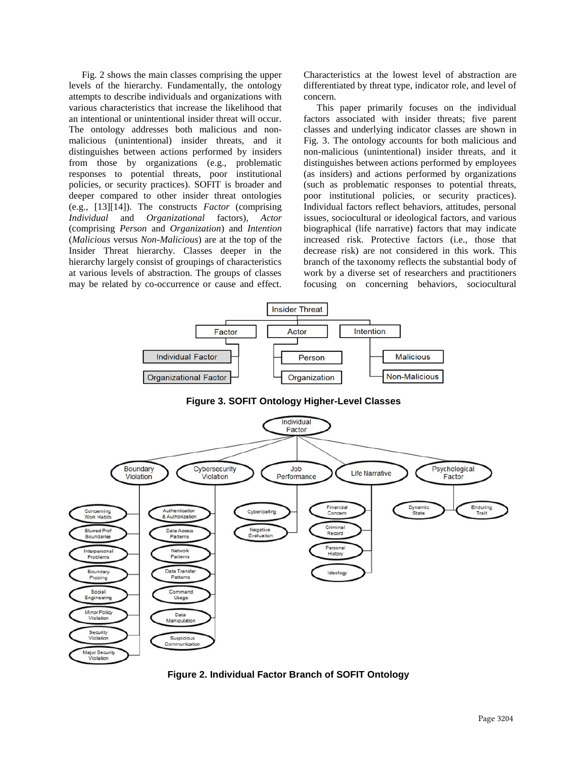Fig. 2 shows the main classes comprising the upper levels of the hierarchy. Fundamentally, the ontology attempts to describe individuals and organizations with various characteristics that increase the likelihood that an intentional or unintentional insider threat will occur. The ontology addresses both malicious and non-malicious (unintentional) insider threats, and it distinguishes between actions performed by insiders from those by organizations (e.g., problematic responses to potential threats, poor institutional policies, or security practices). SOFIT is broader and deeper compared to other insider threat ontologies (e.g., [13][14]). The constructs *Factor* (comprising *Individual* and *Organizational* factors), *Actor* (comprising *Person* and *Organization*) and *Intention* (*Malicious* versus *Non-Malicious*) are at the top of the Insider Threat hierarchy. Classes deeper in the hierarchy largely consist of groupings of characteristics at various levels of abstraction. The groups of classes may be related by co-occurrence or cause and effect. Characteristics at the lowest level of abstraction are differentiated by threat type, indicator role, and level of concern.

This paper primarily focuses on the individual factors associated with insider threats; five parent classes and underlying indicator classes are shown in Fig. 3. The ontology accounts for both malicious and non-malicious (unintentional) insider threats, and it distinguishes between actions performed by employees (as insiders) and actions performed by organizations (such as problematic responses to potential threats, poor institutional policies, or security practices). Individual factors reflect behaviors, attitudes, personal issues, sociocultural or ideological factors, and various biographical (life narrative) factors that may indicate increased risk. Protective factors (i.e., those that decrease risk) are not considered in this work. This branch of the taxonomy reflects the substantial body of work by a diverse set of researchers and practitioners focusing on concerning behaviors, sociocultural

**Figure 3. SOFIT Ontology Higher-Level Classes**

**Figure 2. Individual Factor Branch of SOFIT Ontology**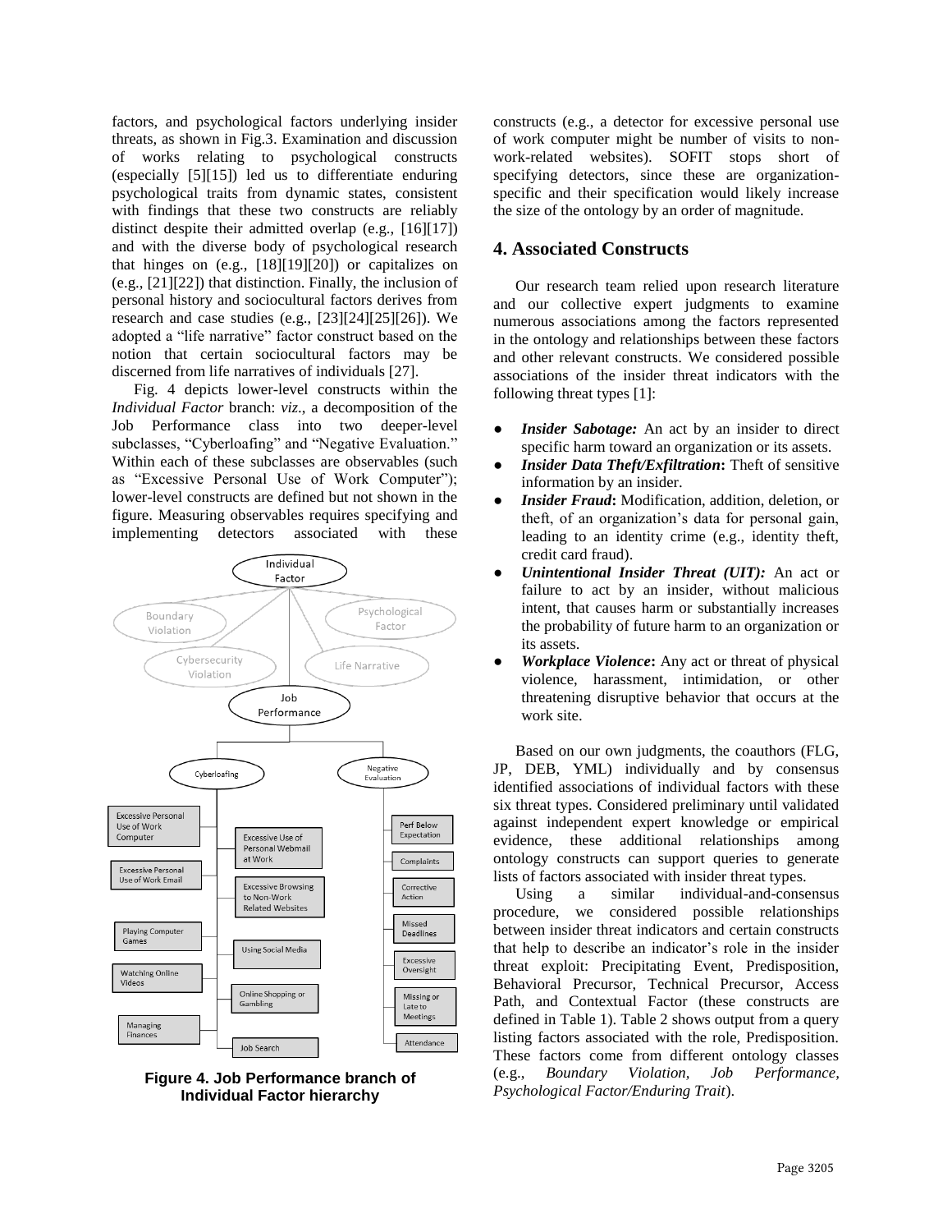factors, and psychological factors underlying insider threats, as shown in Fig.3. Examination and discussion of works relating to psychological constructs (especially [5][15]) led us to differentiate enduring psychological traits from dynamic states, consistent with findings that these two constructs are reliably distinct despite their admitted overlap (e.g., [16][17]) and with the diverse body of psychological research that hinges on (e.g., [18][19][20]) or capitalizes on (e.g., [21][22]) that distinction. Finally, the inclusion of personal history and sociocultural factors derives from research and case studies (e.g., [23][24][25][26]). We adopted a "life narrative" factor construct based on the notion that certain sociocultural factors may be discerned from life narratives of individuals [27].

Fig. 4 depicts lower-level constructs within the *Individual Factor* branch: *viz*., a decomposition of the Job Performance class into two deeper-level subclasses, "Cyberloafing" and "Negative Evaluation." Within each of these subclasses are observables (such as "Excessive Personal Use of Work Computer"); lower-level constructs are defined but not shown in the figure. Measuring observables requires specifying and implementing detectors associated with these constructs (e.g., a detector for excessive personal use of work computer might be number of visits to non-work-related websites). SOFIT stops short of specifying detectors, since these are organization-specific and their specification would likely increase the size of the ontology by an order of magnitude.

**Figure 4. Job Performance branch of Individual Factor hierarchy**

## 4. Associated Constructs

Our research team relied upon research literature and our collective expert judgments to examine numerous associations among the factors represented in the ontology and relationships between these factors and other relevant constructs. We considered possible associations of the insider threat indicators with the following threat types [1]:

- ***Insider Sabotage:*** An act by an insider to direct specific harm toward an organization or its assets.
- ***Insider Data Theft/Exfiltration*****:** Theft of sensitive information by an insider.
- ***Insider Fraud*****:** Modification, addition, deletion, or theft, of an organization's data for personal gain, leading to an identity crime (e.g., identity theft, credit card fraud).
- ***Unintentional Insider Threat (UIT):*** An act or failure to act by an insider, without malicious intent, that causes harm or substantially increases the probability of future harm to an organization or its assets.
- ***Workplace Violence*****:** Any act or threat of physical violence, harassment, intimidation, or other threatening disruptive behavior that occurs at the work site.

Based on our own judgments, the coauthors (FLG, JP, DEB, YML) individually and by consensus identified associations of individual factors with these six threat types. Considered preliminary until validated against independent expert knowledge or empirical evidence, these additional relationships among ontology constructs can support queries to generate lists of factors associated with insider threat types.

Using a similar individual-and-consensus procedure, we considered possible relationships between insider threat indicators and certain constructs that help to describe an indicator's role in the insider threat exploit: Precipitating Event, Predisposition, Behavioral Precursor, Technical Precursor, Access Path, and Contextual Factor (these constructs are defined in Table 1). Table 2 shows output from a query listing factors associated with the role, Predisposition. These factors come from different ontology classes (e.g., *Boundary Violation, Job Performance, Psychological Factor/Enduring Trait*).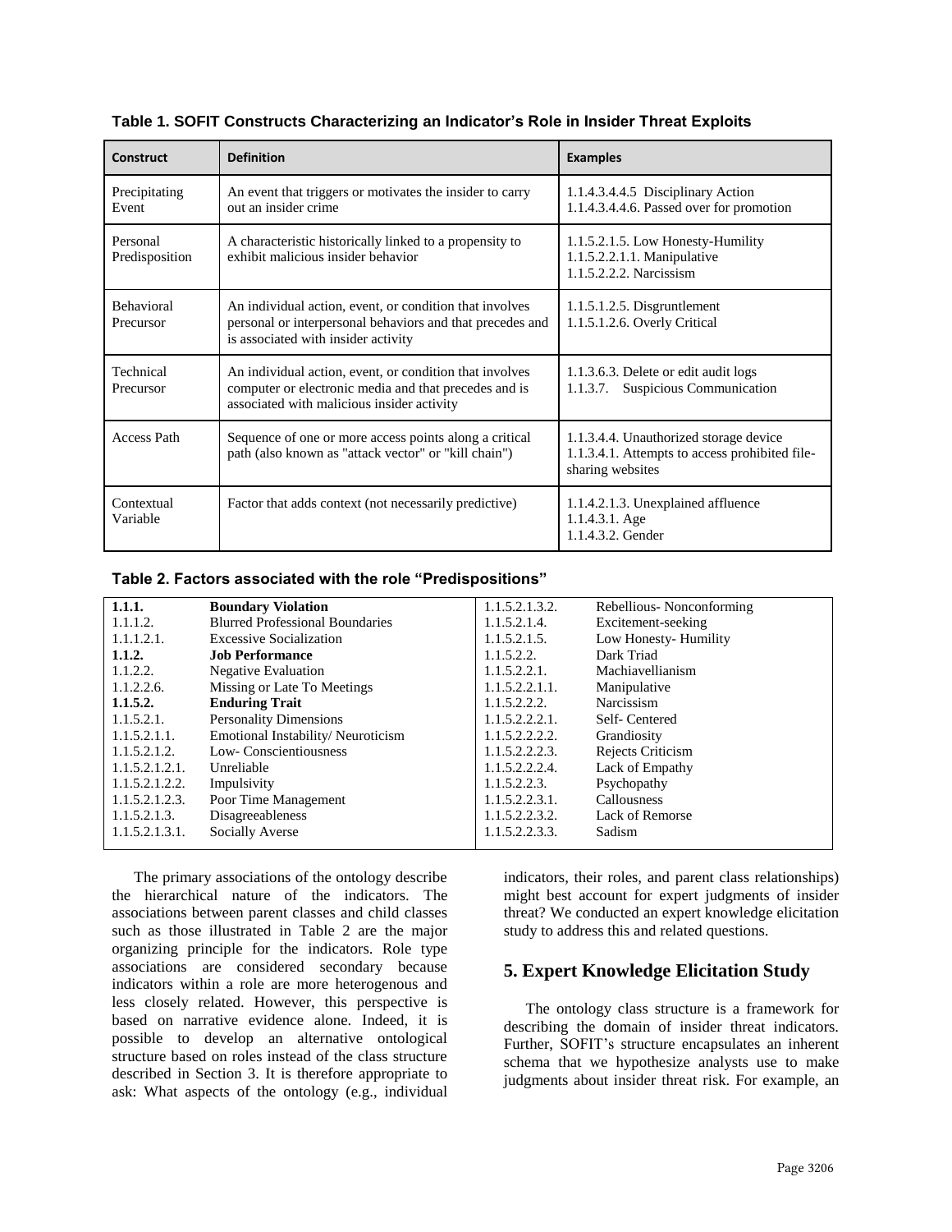**Table 1. SOFIT Constructs Characterizing an Indicator's Role in Insider Threat Exploits**

| Construct | Definition | Examples |
|---|---|---|
| Precipitating Event | An event that triggers or motivates the insider to carry out an insider crime | 1.1.4.3.4.4.5 Disciplinary Action<br>1.1.4.3.4.4.6. Passed over for promotion |
| Personal Predisposition | A characteristic historically linked to a propensity to exhibit malicious insider behavior | 1.1.5.2.1.5. Low Honesty-Humility<br>1.1.5.2.2.1.1. Manipulative<br>1.1.5.2.2.2. Narcissism |
| Behavioral Precursor | An individual action, event, or condition that involves personal or interpersonal behaviors and that precedes and is associated with insider activity | 1.1.5.1.2.5. Disgruntlement<br>1.1.5.1.2.6. Overly Critical |
| Technical Precursor | An individual action, event, or condition that involves computer or electronic media and that precedes and is associated with malicious insider activity | 1.1.3.6.3. Delete or edit audit logs<br>1.1.3.7. Suspicious Communication |
| Access Path | Sequence of one or more access points along a critical path (also known as "attack vector" or "kill chain") | 1.1.3.4.4. Unauthorized storage device<br>1.1.3.4.1. Attempts to access prohibited file-sharing websites |
| Contextual Variable | Factor that adds context (not necessarily predictive) | 1.1.4.2.1.3. Unexplained affluence<br>1.1.4.3.1. Age<br>1.1.4.3.2. Gender |

**Table 2. Factors associated with the role "Predispositions"**

| | | | |
|---|---|---|---|
| **1.1.1.** | **Boundary Violation** | 1.1.5.2.1.3.2. | Rebellious- Nonconforming |
| 1.1.1.2. | Blurred Professional Boundaries | 1.1.5.2.1.4. | Excitement-seeking |
| 1.1.1.2.1. | Excessive Socialization | 1.1.5.2.1.5. | Low Honesty- Humility |
| **1.1.2.** | **Job Performance** | 1.1.5.2.2. | Dark Triad |
| 1.1.2.2. | Negative Evaluation | 1.1.5.2.2.1. | Machiavellianism |
| 1.1.2.2.6. | Missing or Late To Meetings | 1.1.5.2.2.1.1. | Manipulative |
| **1.1.5.2.** | **Enduring Trait** | 1.1.5.2.2.2. | Narcissism |
| 1.1.5.2.1. | Personality Dimensions | 1.1.5.2.2.2.1. | Self- Centered |
| 1.1.5.2.1.1. | Emotional Instability/ Neuroticism | 1.1.5.2.2.2.2. | Grandiosity |
| 1.1.5.2.1.2. | Low- Conscientiousness | 1.1.5.2.2.2.3. | Rejects Criticism |
| 1.1.5.2.1.2.1. | Unreliable | 1.1.5.2.2.2.4. | Lack of Empathy |
| 1.1.5.2.1.2.2. | Impulsivity | 1.1.5.2.2.3. | Psychopathy |
| 1.1.5.2.1.2.3. | Poor Time Management | 1.1.5.2.2.3.1. | Callousness |
| 1.1.5.2.1.3. | Disagreeableness | 1.1.5.2.2.3.2. | Lack of Remorse |
| 1.1.5.2.1.3.1. | Socially Averse | 1.1.5.2.2.3.3. | Sadism |

The primary associations of the ontology describe the hierarchical nature of the indicators. The associations between parent classes and child classes such as those illustrated in Table 2 are the major organizing principle for the indicators. Role type associations are considered secondary because indicators within a role are more heterogenous and less closely related. However, this perspective is based on narrative evidence alone. Indeed, it is possible to develop an alternative ontological structure based on roles instead of the class structure described in Section 3. It is therefore appropriate to ask: What aspects of the ontology (e.g., individual indicators, their roles, and parent class relationships) might best account for expert judgments of insider threat? We conducted an expert knowledge elicitation study to address this and related questions.

## 5. Expert Knowledge Elicitation Study

The ontology class structure is a framework for describing the domain of insider threat indicators. Further, SOFIT's structure encapsulates an inherent schema that we hypothesize analysts use to make judgments about insider threat risk. For example, an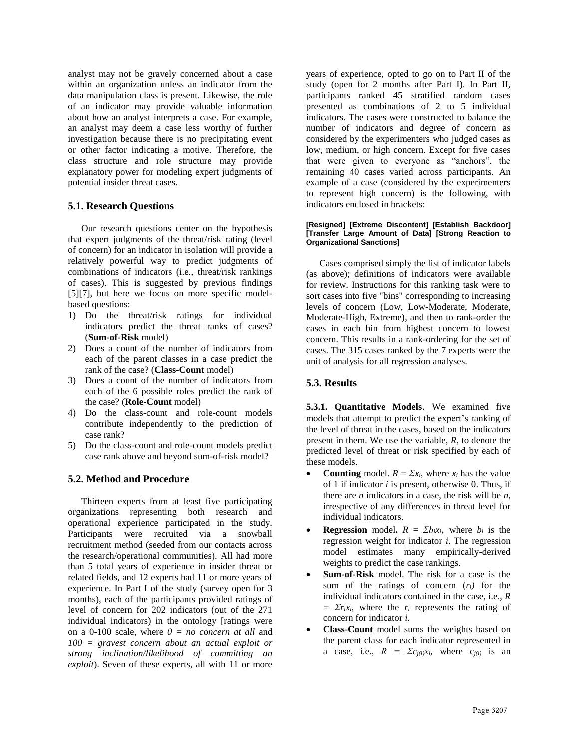analyst may not be gravely concerned about a case within an organization unless an indicator from the data manipulation class is present. Likewise, the role of an indicator may provide valuable information about how an analyst interprets a case. For example, an analyst may deem a case less worthy of further investigation because there is no precipitating event or other factor indicating a motive. Therefore, the class structure and role structure may provide explanatory power for modeling expert judgments of potential insider threat cases.

### 5.1. Research Questions

Our research questions center on the hypothesis that expert judgments of the threat/risk rating (level of concern) for an indicator in isolation will provide a relatively powerful way to predict judgments of combinations of indicators (i.e., threat/risk rankings of cases). This is suggested by previous findings [5][7], but here we focus on more specific model-based questions:

1) Do the threat/risk ratings for individual indicators predict the threat ranks of cases? (**Sum-of-Risk** model)
2) Does a count of the number of indicators from each of the parent classes in a case predict the rank of the case? (**Class-Count** model)
3) Does a count of the number of indicators from each of the 6 possible roles predict the rank of the case? (**Role-Count** model)
4) Do the class-count and role-count models contribute independently to the prediction of case rank?
5) Do the class-count and role-count models predict case rank above and beyond sum-of-risk model?

### 5.2. Method and Procedure

Thirteen experts from at least five participating organizations representing both research and operational experience participated in the study. Participants were recruited via a snowball recruitment method (seeded from our contacts across the research/operational communities). All had more than 5 total years of experience in insider threat or related fields, and 12 experts had 11 or more years of experience. In Part I of the study (survey open for 3 months), each of the participants provided ratings of level of concern for 202 indicators (out of the 271 individual indicators) in the ontology [ratings were on a 0-100 scale, where *0 = no concern at all* and *100 = gravest concern about an actual exploit or strong inclination/likelihood of committing an exploit*). Seven of these experts, all with 11 or more years of experience, opted to go on to Part II of the study (open for 2 months after Part I). In Part II, participants ranked 45 stratified random cases presented as combinations of 2 to 5 individual indicators. The cases were constructed to balance the number of indicators and degree of concern as considered by the experimenters who judged cases as low, medium, or high concern. Except for five cases that were given to everyone as "anchors", the remaining 40 cases varied across participants. An example of a case (considered by the experimenters to represent high concern) is the following, with indicators enclosed in brackets:

**[Resigned] [Extreme Discontent] [Establish Backdoor] [Transfer Large Amount of Data] [Strong Reaction to Organizational Sanctions]**

Cases comprised simply the list of indicator labels (as above); definitions of indicators were available for review. Instructions for this ranking task were to sort cases into five "bins" corresponding to increasing levels of concern (Low, Low-Moderate, Moderate, Moderate-High, Extreme), and then to rank-order the cases in each bin from highest concern to lowest concern. This results in a rank-ordering for the set of cases. The 315 cases ranked by the 7 experts were the unit of analysis for all regression analyses.

### 5.3. Results

**5.3.1. Quantitative Models**. We examined five models that attempt to predict the expert's ranking of the level of threat in the cases, based on the indicators present in them. We use the variable, $R$, to denote the predicted level of threat or risk specified by each of these models.

- **Counting** model. $R = \Sigma x_i$, where $x_i$ has the value of 1 if indicator $i$ is present, otherwise 0. Thus, if there are $n$ indicators in a case, the risk will be $n$, irrespective of any differences in threat level for individual indicators.
- **Regression** model**.** $R = \Sigma b_i x_i$**,** where $b_i$ is the regression weight for indicator $i$. The regression model estimates many empirically-derived weights to predict the case rankings.
- **Sum-of-Risk** model. The risk for a case is the sum of the ratings of concern ($r_i$) for the individual indicators contained in the case, i.e., $R = \Sigma r_i x_i$, where the $r_i$ represents the rating of concern for indicator $i$.
- **Class-Count** model sums the weights based on the parent class for each indicator represented in a case, i.e., $R = \Sigma c_{j(i)} x_i$, where $c_{j(i)}$ is an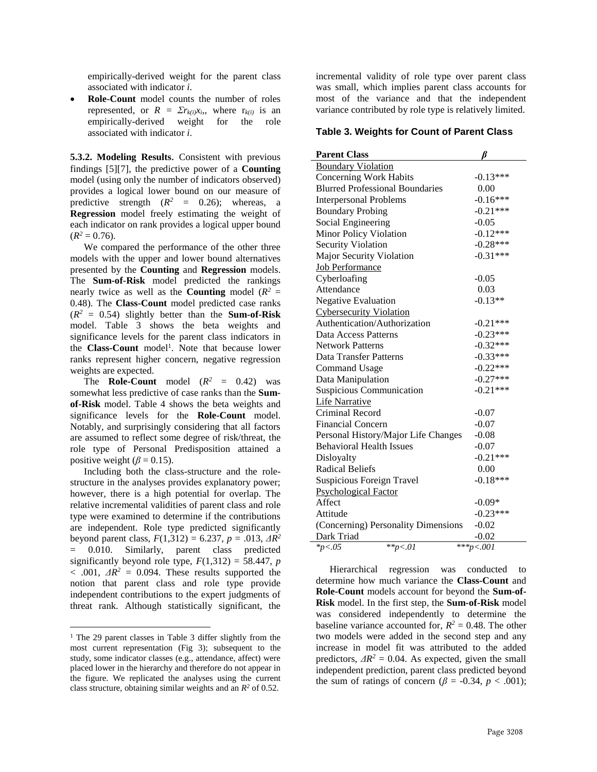empirically-derived weight for the parent class associated with indicator *i*.

- **Role-Count** model counts the number of roles represented, or $R = \Sigma r_{k(i)} x_i$,, where $r_{k(i)}$ is an empirically-derived weight for the role associated with indicator *i*.

**5.3.2. Modeling Results.** Consistent with previous findings [5][7], the predictive power of a **Counting** model (using only the number of indicators observed) provides a logical lower bound on our measure of predictive strength ($R^2 = 0.26$); whereas, a **Regression** model freely estimating the weight of each indicator on rank provides a logical upper bound ($R^2 = 0.76$).

We compared the performance of the other three models with the upper and lower bound alternatives presented by the **Counting** and **Regression** models. The **Sum-of-Risk** model predicted the rankings nearly twice as well as the **Counting** model ($R^2 = 0.48$). The **Class-Count** model predicted case ranks ($R^2 = 0.54$) slightly better than the **Sum-of-Risk** model. Table 3 shows the beta weights and significance levels for the parent class indicators in the **Class-Count** model[1]. Note that because lower ranks represent higher concern, negative regression weights are expected.

The **Role-Count** model ($R^2 = 0.42$) was somewhat less predictive of case ranks than the **Sum-of-Risk** model. Table 4 shows the beta weights and significance levels for the **Role-Count** model. Notably, and surprisingly considering that all factors are assumed to reflect some degree of risk/threat, the role type of Personal Predisposition attained a positive weight ($\beta = 0.15$).

Including both the class-structure and the role-structure in the analyses provides explanatory power; however, there is a high potential for overlap. The relative incremental validities of parent class and role type were examined to determine if the contributions are independent. Role type predicted significantly beyond parent class, $F(1,312) = 6.237$, $p = .013$, $\Delta R^2 = 0.010$. Similarly, parent class predicted significantly beyond role type, $F(1,312) = 58.447$, $p < .001$, $\Delta R^2 = 0.094$. These results supported the notion that parent class and role type provide independent contributions to the expert judgments of threat rank. Although statistically significant, the incremental validity of role type over parent class was small, which implies parent class accounts for most of the variance and that the independent variance contributed by role type is relatively limited.

**Table 3. Weights for Count of Parent Class**

| Parent Class | $\beta$ |
|---|---|
| Boundary Violation | |
| Concerning Work Habits | -0.13*** |
| Blurred Professional Boundaries | 0.00 |
| Interpersonal Problems | -0.16*** |
| Boundary Probing | -0.21*** |
| Social Engineering | -0.05 |
| Minor Policy Violation | -0.12*** |
| Security Violation | -0.28*** |
| Major Security Violation | -0.31*** |
| Job Performance | |
| Cyberloafing | -0.05 |
| Attendance | 0.03 |
| Negative Evaluation | -0.13** |
| Cybersecurity Violation | |
| Authentication/Authorization | -0.21*** |
| Data Access Patterns | -0.23*** |
| Network Patterns | -0.32*** |
| Data Transfer Patterns | -0.33*** |
| Command Usage | -0.22*** |
| Data Manipulation | -0.27*** |
| Suspicious Communication | -0.21*** |
| Life Narrative | |
| Criminal Record | -0.07 |
| Financial Concern | -0.07 |
| Personal History/Major Life Changes | -0.08 |
| Behavioral Health Issues | -0.07 |
| Disloyalty | -0.21*** |
| Radical Beliefs | 0.00 |
| Suspicious Foreign Travel | -0.18*** |
| Psychological Factor | |
| Affect | -0.09* |
| Attitude | -0.23*** |
| (Concerning) Personality Dimensions | -0.02 |
| Dark Triad | -0.02 |

*$p<.05$ &nbsp;&nbsp; **$p<.01$ &nbsp;&nbsp; ***$p<.001$

Hierarchical regression was conducted to determine how much variance the **Class-Count** and **Role-Count** models account for beyond the **Sum-of-Risk** model. In the first step, the **Sum-of-Risk** model was considered independently to determine the baseline variance accounted for, $R^2 = 0.48$. The other two models were added in the second step and any increase in model fit was attributed to the added predictors, $\Delta R^2 = 0.04$. As expected, given the small independent prediction, parent class predicted beyond the sum of ratings of concern ($\beta = -0.34$, $p < .001$);

[1] The 29 parent classes in Table 3 differ slightly from the most current representation (Fig 3); subsequent to the study, some indicator classes (e.g., attendance, affect) were placed lower in the hierarchy and therefore do not appear in the figure. We replicated the analyses using the current class structure, obtaining similar weights and an $R^2$ of 0.52.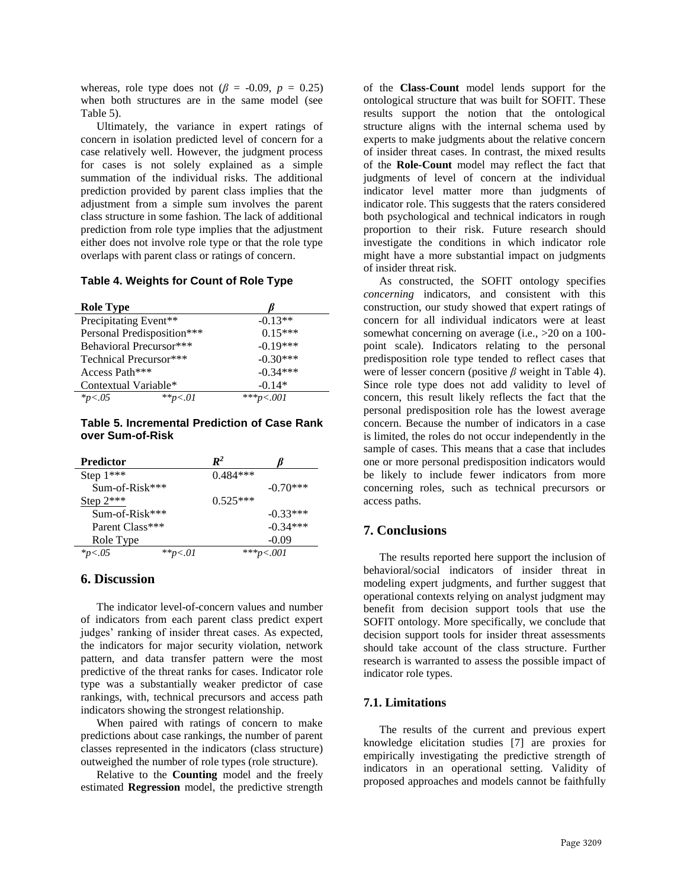whereas, role type does not ($\beta$ = -0.09, $p$ = 0.25) when both structures are in the same model (see Table 5).

Ultimately, the variance in expert ratings of concern in isolation predicted level of concern for a case relatively well. However, the judgment process for cases is not solely explained as a simple summation of the individual risks. The additional prediction provided by parent class implies that the adjustment from a simple sum involves the parent class structure in some fashion. The lack of additional prediction from role type implies that the adjustment either does not involve role type or that the role type overlaps with parent class or ratings of concern.

**Table 4. Weights for Count of Role Type**

| Role Type | $\beta$ |
|---|---|
| Precipitating Event** | -0.13** |
| Personal Predisposition*** | 0.15*** |
| Behavioral Precursor*** | -0.19*** |
| Technical Precursor*** | -0.30*** |
| Access Path*** | -0.34*** |
| Contextual Variable* | -0.14* |

*$p$<.05 **$p$<.01 ***$p$<.001

**Table 5. Incremental Prediction of Case Rank over Sum-of-Risk**

| Predictor | $R^2$ | $\beta$ |
|---|---|---|
| Step 1*** | 0.484*** | |
| Sum-of-Risk*** | | -0.70*** |
| Step 2*** | 0.525*** | |
| Sum-of-Risk*** | | -0.33*** |
| Parent Class*** | | -0.34*** |
| Role Type | | -0.09 |

*$p$<.05 **$p$<.01 ***$p$<.001

## 6. Discussion

The indicator level-of-concern values and number of indicators from each parent class predict expert judges' ranking of insider threat cases. As expected, the indicators for major security violation, network pattern, and data transfer pattern were the most predictive of the threat ranks for cases. Indicator role type was a substantially weaker predictor of case rankings, with, technical precursors and access path indicators showing the strongest relationship.

When paired with ratings of concern to make predictions about case rankings, the number of parent classes represented in the indicators (class structure) outweighed the number of role types (role structure).

Relative to the **Counting** model and the freely estimated **Regression** model, the predictive strength of the **Class-Count** model lends support for the ontological structure that was built for SOFIT. These results support the notion that the ontological structure aligns with the internal schema used by experts to make judgments about the relative concern of insider threat cases. In contrast, the mixed results of the **Role-Count** model may reflect the fact that judgments of level of concern at the individual indicator level matter more than judgments of indicator role. This suggests that the raters considered both psychological and technical indicators in rough proportion to their risk. Future research should investigate the conditions in which indicator role might have a more substantial impact on judgments of insider threat risk.

As constructed, the SOFIT ontology specifies *concerning* indicators, and consistent with this construction, our study showed that expert ratings of concern for all individual indicators were at least somewhat concerning on average (i.e., >20 on a 100-point scale). Indicators relating to the personal predisposition role type tended to reflect cases that were of lesser concern (positive $\beta$ weight in Table 4). Since role type does not add validity to level of concern, this result likely reflects the fact that the personal predisposition role has the lowest average concern. Because the number of indicators in a case is limited, the roles do not occur independently in the sample of cases. This means that a case that includes one or more personal predisposition indicators would be likely to include fewer indicators from more concerning roles, such as technical precursors or access paths.

## 7. Conclusions

The results reported here support the inclusion of behavioral/social indicators of insider threat in modeling expert judgments, and further suggest that operational contexts relying on analyst judgment may benefit from decision support tools that use the SOFIT ontology. More specifically, we conclude that decision support tools for insider threat assessments should take account of the class structure. Further research is warranted to assess the possible impact of indicator role types.

### 7.1. Limitations

The results of the current and previous expert knowledge elicitation studies [7] are proxies for empirically investigating the predictive strength of indicators in an operational setting. Validity of proposed approaches and models cannot be faithfully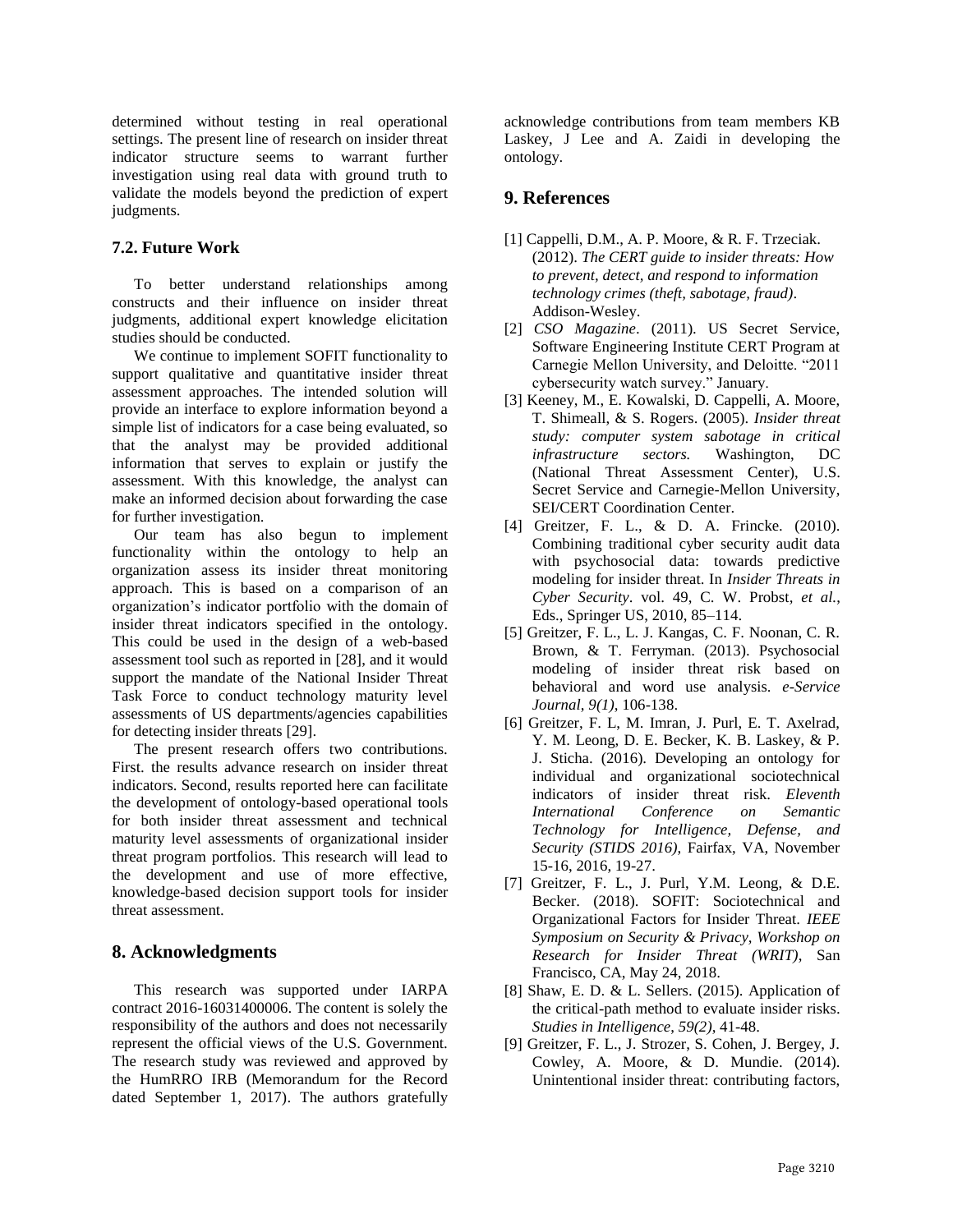determined without testing in real operational settings. The present line of research on insider threat indicator structure seems to warrant further investigation using real data with ground truth to validate the models beyond the prediction of expert judgments.

### 7.2. Future Work

To better understand relationships among constructs and their influence on insider threat judgments, additional expert knowledge elicitation studies should be conducted.

We continue to implement SOFIT functionality to support qualitative and quantitative insider threat assessment approaches. The intended solution will provide an interface to explore information beyond a simple list of indicators for a case being evaluated, so that the analyst may be provided additional information that serves to explain or justify the assessment. With this knowledge, the analyst can make an informed decision about forwarding the case for further investigation.

Our team has also begun to implement functionality within the ontology to help an organization assess its insider threat monitoring approach. This is based on a comparison of an organization's indicator portfolio with the domain of insider threat indicators specified in the ontology. This could be used in the design of a web-based assessment tool such as reported in [28], and it would support the mandate of the National Insider Threat Task Force to conduct technology maturity level assessments of US departments/agencies capabilities for detecting insider threats [29].

The present research offers two contributions. First. the results advance research on insider threat indicators. Second, results reported here can facilitate the development of ontology-based operational tools for both insider threat assessment and technical maturity level assessments of organizational insider threat program portfolios. This research will lead to the development and use of more effective, knowledge-based decision support tools for insider threat assessment.

## 8. Acknowledgments

This research was supported under IARPA contract 2016-16031400006. The content is solely the responsibility of the authors and does not necessarily represent the official views of the U.S. Government. The research study was reviewed and approved by the HumRRO IRB (Memorandum for the Record dated September 1, 2017). The authors gratefully acknowledge contributions from team members KB Laskey, J Lee and A. Zaidi in developing the ontology.

## 9. References

[1] Cappelli, D.M., A. P. Moore, & R. F. Trzeciak. (2012). *The CERT guide to insider threats: How to prevent, detect, and respond to information technology crimes (theft, sabotage, fraud)*. Addison-Wesley.

[2] *CSO Magazine*. (2011). US Secret Service, Software Engineering Institute CERT Program at Carnegie Mellon University, and Deloitte. "2011 cybersecurity watch survey." January.

[3] Keeney, M., E. Kowalski, D. Cappelli, A. Moore, T. Shimeall, & S. Rogers. (2005). *Insider threat study: computer system sabotage in critical infrastructure sectors.* Washington, DC (National Threat Assessment Center), U.S. Secret Service and Carnegie-Mellon University, SEI/CERT Coordination Center.

[4] Greitzer, F. L., & D. A. Frincke. (2010). Combining traditional cyber security audit data with psychosocial data: towards predictive modeling for insider threat. In *Insider Threats in Cyber Security*. vol. 49, C. W. Probst, *et al.*, Eds., Springer US, 2010, 85–114.

[5] Greitzer, F. L., L. J. Kangas, C. F. Noonan, C. R. Brown, & T. Ferryman. (2013). Psychosocial modeling of insider threat risk based on behavioral and word use analysis. *e-Service Journal*, *9(1)*, 106-138.

[6] Greitzer, F. L, M. Imran, J. Purl, E. T. Axelrad, Y. M. Leong, D. E. Becker, K. B. Laskey, & P. J. Sticha. (2016). Developing an ontology for individual and organizational sociotechnical indicators of insider threat risk. *Eleventh International Conference on Semantic Technology for Intelligence, Defense, and Security (STIDS 2016)*, Fairfax, VA, November 15-16, 2016, 19-27.

[7] Greitzer, F. L., J. Purl, Y.M. Leong, & D.E. Becker. (2018). SOFIT: Sociotechnical and Organizational Factors for Insider Threat. *IEEE Symposium on Security & Privacy, Workshop on Research for Insider Threat (WRIT)*, San Francisco, CA, May 24, 2018.

[8] Shaw, E. D. & L. Sellers. (2015). Application of the critical-path method to evaluate insider risks. *Studies in Intelligence*, *59(2)*, 41-48.

[9] Greitzer, F. L., J. Strozer, S. Cohen, J. Bergey, J. Cowley, A. Moore, & D. Mundie. (2014). Unintentional insider threat: contributing factors,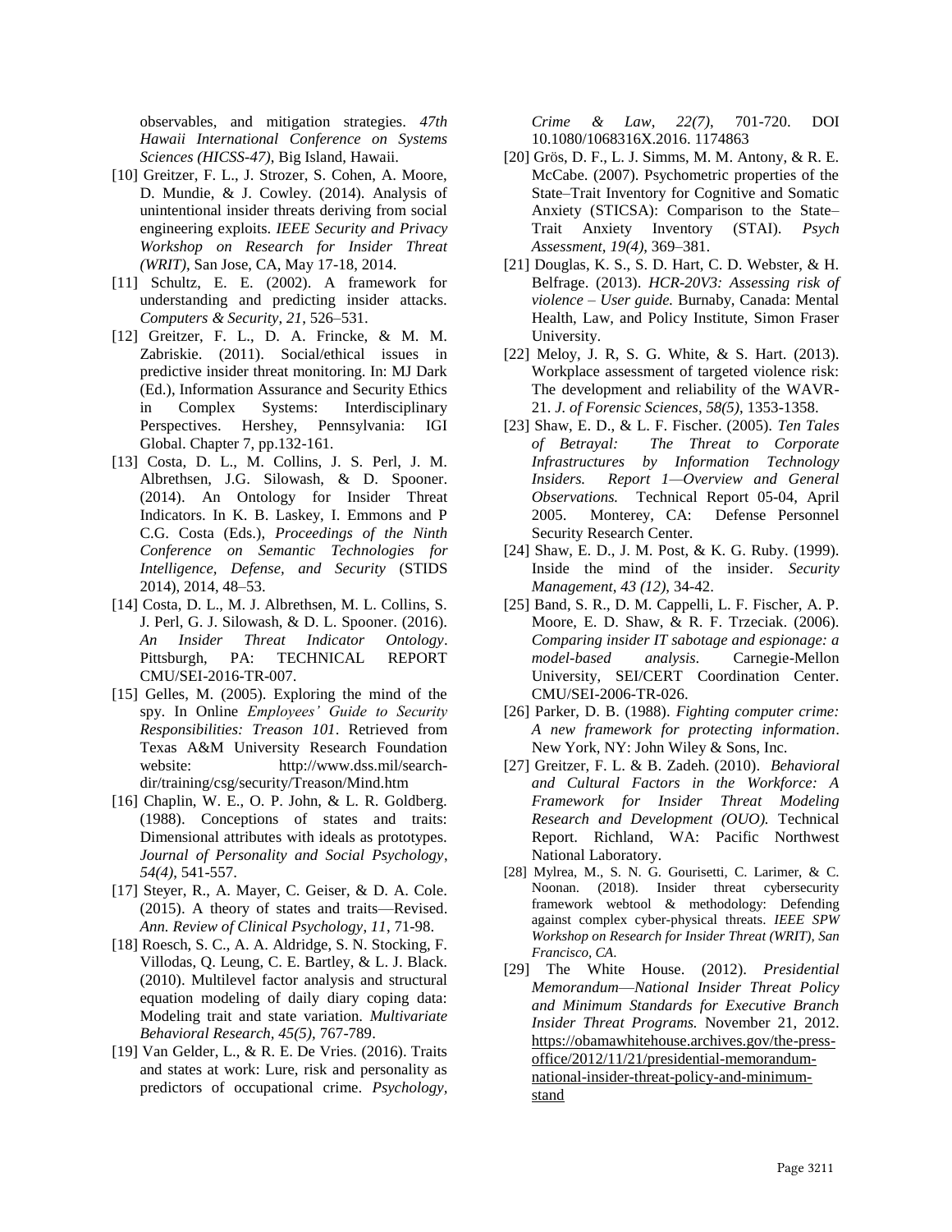observables, and mitigation strategies. *47th Hawaii International Conference on Systems Sciences (HICSS-47)*, Big Island, Hawaii.

[10] Greitzer, F. L., J. Strozer, S. Cohen, A. Moore, D. Mundie, & J. Cowley. (2014). Analysis of unintentional insider threats deriving from social engineering exploits. *IEEE Security and Privacy Workshop on Research for Insider Threat (WRIT)*, San Jose, CA, May 17-18, 2014.

[11] Schultz, E. E. (2002). A framework for understanding and predicting insider attacks. *Computers & Security, 21*, 526–531.

[12] Greitzer, F. L., D. A. Frincke, & M. M. Zabriskie. (2011). Social/ethical issues in predictive insider threat monitoring. In: MJ Dark (Ed.), Information Assurance and Security Ethics in Complex Systems: Interdisciplinary Perspectives. Hershey, Pennsylvania: IGI Global. Chapter 7, pp.132-161.

[13] Costa, D. L., M. Collins, J. S. Perl, J. M. Albrethsen, J.G. Silowash, & D. Spooner. (2014). An Ontology for Insider Threat Indicators. In K. B. Laskey, I. Emmons and P C.G. Costa (Eds.), *Proceedings of the Ninth Conference on Semantic Technologies for Intelligence, Defense, and Security* (STIDS 2014), 2014, 48–53.

[14] Costa, D. L., M. J. Albrethsen, M. L. Collins, S. J. Perl, G. J. Silowash, & D. L. Spooner. (2016). *An Insider Threat Indicator Ontology*. Pittsburgh, PA: TECHNICAL REPORT CMU/SEI-2016-TR-007.

[15] Gelles, M. (2005). Exploring the mind of the spy. In Online *Employees' Guide to Security Responsibilities: Treason 101*. Retrieved from Texas A&M University Research Foundation website: http://www.dss.mil/search-dir/training/csg/security/Treason/Mind.htm

[16] Chaplin, W. E., O. P. John, & L. R. Goldberg. (1988). Conceptions of states and traits: Dimensional attributes with ideals as prototypes. *Journal of Personality and Social Psychology*, *54(4)*, 541-557.

[17] Steyer, R., A. Mayer, C. Geiser, & D. A. Cole. (2015). A theory of states and traits—Revised. *Ann. Review of Clinical Psychology*, *11*, 71-98.

[18] Roesch, S. C., A. A. Aldridge, S. N. Stocking, F. Villodas, Q. Leung, C. E. Bartley, & L. J. Black. (2010). Multilevel factor analysis and structural equation modeling of daily diary coping data: Modeling trait and state variation. *Multivariate Behavioral Research, 45(5)*, 767-789.

[19] Van Gelder, L., & R. E. De Vries. (2016). Traits and states at work: Lure, risk and personality as predictors of occupational crime. *Psychology, Crime & Law, 22(7)*, 701-720. DOI 10.1080/1068316X.2016. 1174863

[20] Grös, D. F., L. J. Simms, M. M. Antony, & R. E. McCabe. (2007). Psychometric properties of the State–Trait Inventory for Cognitive and Somatic Anxiety (STICSA): Comparison to the State–Trait Anxiety Inventory (STAI). *Psych Assessment*, *19(4)*, 369–381.

[21] Douglas, K. S., S. D. Hart, C. D. Webster, & H. Belfrage. (2013). *HCR-20V3: Assessing risk of violence – User guide.* Burnaby, Canada: Mental Health, Law, and Policy Institute, Simon Fraser University.

[22] Meloy, J. R, S. G. White, & S. Hart. (2013). Workplace assessment of targeted violence risk: The development and reliability of the WAVR-21. *J. of Forensic Sciences*, *58(5)*, 1353-1358.

[23] Shaw, E. D., & L. F. Fischer. (2005). *Ten Tales of Betrayal: The Threat to Corporate Infrastructures by Information Technology Insiders. Report 1—Overview and General Observations.* Technical Report 05-04, April 2005. Monterey, CA: Defense Personnel Security Research Center.

[24] Shaw, E. D., J. M. Post, & K. G. Ruby. (1999). Inside the mind of the insider. *Security Management*, *43 (12)*, 34-42.

[25] Band, S. R., D. M. Cappelli, L. F. Fischer, A. P. Moore, E. D. Shaw, & R. F. Trzeciak. (2006). *Comparing insider IT sabotage and espionage: a model-based analysis*. Carnegie-Mellon University, SEI/CERT Coordination Center. CMU/SEI-2006-TR-026.

[26] Parker, D. B. (1988). *Fighting computer crime: A new framework for protecting information*. New York, NY: John Wiley & Sons, Inc.

[27] Greitzer, F. L. & B. Zadeh. (2010). *Behavioral and Cultural Factors in the Workforce: A Framework for Insider Threat Modeling Research and Development (OUO).* Technical Report. Richland, WA: Pacific Northwest National Laboratory.

[28] Mylrea, M., S. N. G. Gourisetti, C. Larimer, & C. Noonan. (2018). Insider threat cybersecurity framework webtool & methodology: Defending against complex cyber-physical threats. *IEEE SPW Workshop on Research for Insider Threat (WRIT), San Francisco, CA*.

[29] The White House. (2012). *Presidential Memorandum—National Insider Threat Policy and Minimum Standards for Executive Branch Insider Threat Programs.* November 21, 2012. https://obamawhitehouse.archives.gov/the-press-office/2012/11/21/presidential-memorandum-national-insider-threat-policy-and-minimum-stand